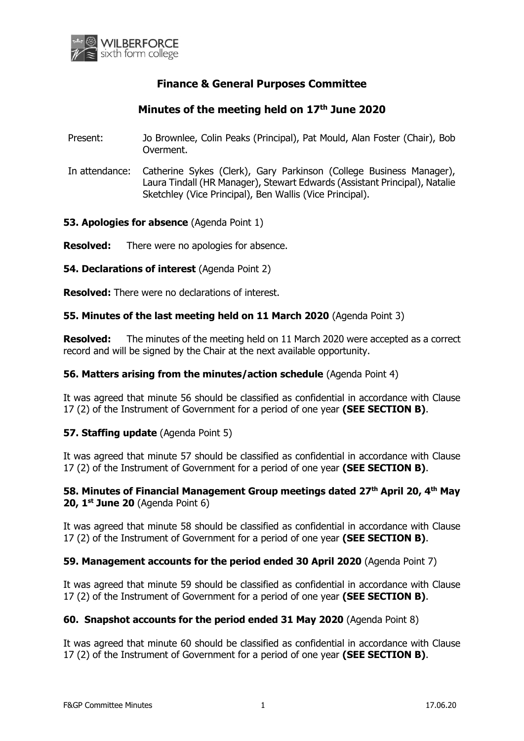# Finance & General Purposes Committee

## Minutes of the meeting held on 17th June 2020

Present: Jo Brownlee, Colin Peaks (Principal), Pat Mould, Alan Foster (Chair), Bob Overment.

In attendance: Catherine Sykes (Clerk), Gary Parkinson (College Business Manager), Laura Tindall (HR Manager), Stewart Edwards (Assistant Principal), Natalie Sketchley (Vice Principal), Ben Wallis (Vice Principal).

**53. Apologies for absence** (Agenda Point 1)

**Resolved:** There were no apologies for absence.

**54. Declarations of interest** (Agenda Point 2)

**Resolved:** There were no declarations of interest.

**55. Minutes of the last meeting held on 11 March 2020** (Agenda Point 3)

**Resolved:** The minutes of the meeting held on 11 March 2020 were accepted as a correct record and will be signed by the Chair at the next available opportunity.

**56. Matters arising from the minutes/action schedule** (Agenda Point 4)

It was agreed that minute 56 should be classified as confidential in accordance with Clause 17 (2) of the Instrument of Government for a period of one year **(SEE SECTION B)**.

**57. Staffing update** (Agenda Point 5)

It was agreed that minute 57 should be classified as confidential in accordance with Clause 17 (2) of the Instrument of Government for a period of one year **(SEE SECTION B)**.

**58. Minutes of Financial Management Group meetings dated 27th April 20, 4th May 20, 1st June 20** (Agenda Point 6)

It was agreed that minute 58 should be classified as confidential in accordance with Clause 17 (2) of the Instrument of Government for a period of one year **(SEE SECTION B)**.

**59. Management accounts for the period ended 30 April 2020** (Agenda Point 7)

It was agreed that minute 59 should be classified as confidential in accordance with Clause 17 (2) of the Instrument of Government for a period of one year **(SEE SECTION B)**.

**60. Snapshot accounts for the period ended 31 May 2020** (Agenda Point 8)

It was agreed that minute 60 should be classified as confidential in accordance with Clause 17 (2) of the Instrument of Government for a period of one year **(SEE SECTION B)**.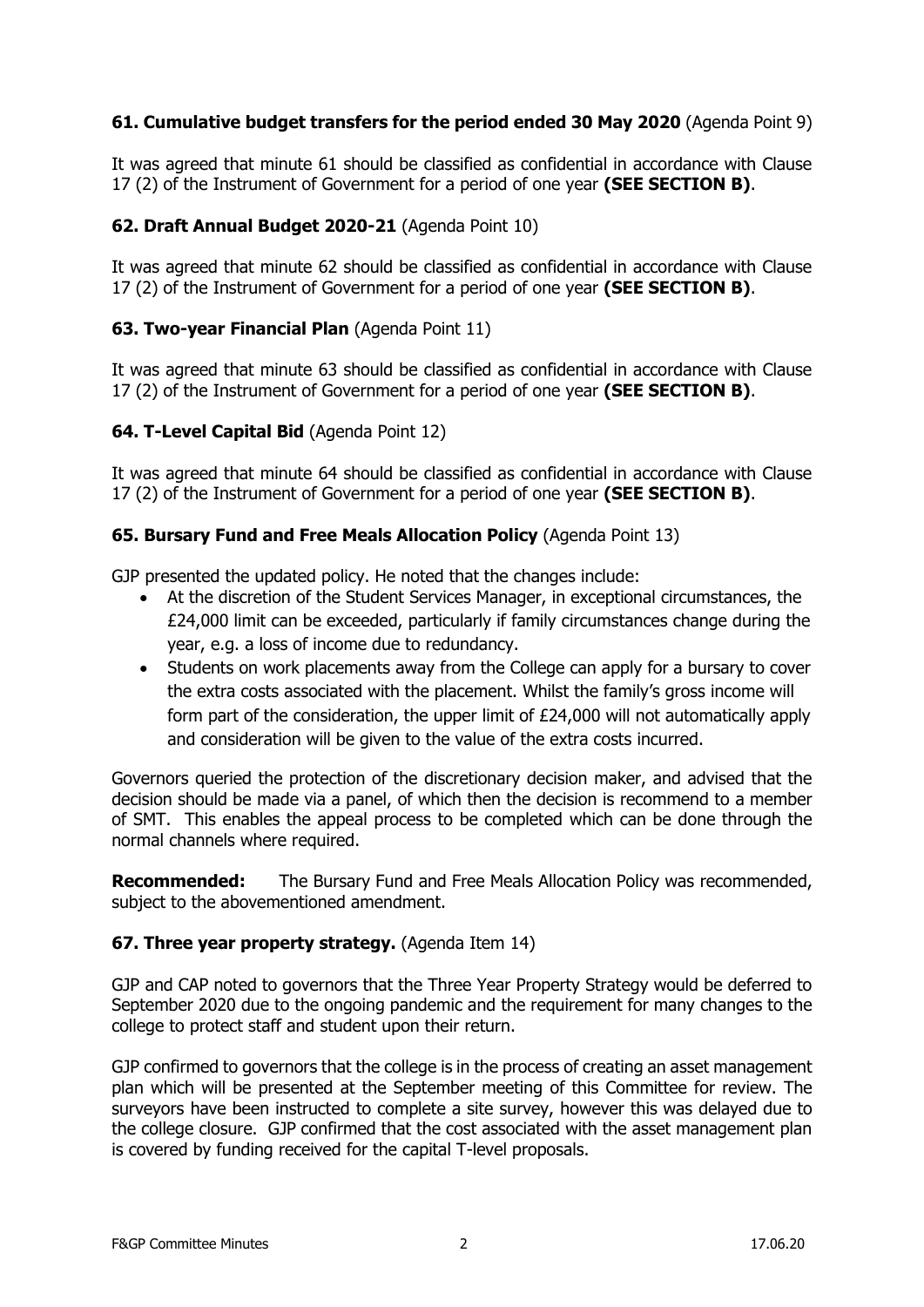### 61. Cumulative budget transfers for the period ended 30 May 2020 (Agenda Point 9)

It was agreed that minute 61 should be classified as confidential in accordance with Clause 17 (2) of the Instrument of Government for a period of one year **(SEE SECTION B)**.

### 62. Draft Annual Budget 2020-21 (Agenda Point 10)

It was agreed that minute 62 should be classified as confidential in accordance with Clause 17 (2) of the Instrument of Government for a period of one year **(SEE SECTION B)**.

### 63. Two-year Financial Plan (Agenda Point 11)

It was agreed that minute 63 should be classified as confidential in accordance with Clause 17 (2) of the Instrument of Government for a period of one year **(SEE SECTION B)**.

### 64. T-Level Capital Bid (Agenda Point 12)

It was agreed that minute 64 should be classified as confidential in accordance with Clause 17 (2) of the Instrument of Government for a period of one year **(SEE SECTION B)**.

### 65. Bursary Fund and Free Meals Allocation Policy (Agenda Point 13)

GJP presented the updated policy. He noted that the changes include:

- At the discretion of the Student Services Manager, in exceptional circumstances, the £24,000 limit can be exceeded, particularly if family circumstances change during the year, e.g. a loss of income due to redundancy.
- Students on work placements away from the College can apply for a bursary to cover the extra costs associated with the placement. Whilst the family's gross income will form part of the consideration, the upper limit of £24,000 will not automatically apply and consideration will be given to the value of the extra costs incurred.

Governors queried the protection of the discretionary decision maker, and advised that the decision should be made via a panel, of which then the decision is recommend to a member of SMT. This enables the appeal process to be completed which can be done through the normal channels where required.

**Recommended:** The Bursary Fund and Free Meals Allocation Policy was recommended, subject to the abovementioned amendment.

### 67. Three year property strategy. (Agenda Item 14)

GJP and CAP noted to governors that the Three Year Property Strategy would be deferred to September 2020 due to the ongoing pandemic and the requirement for many changes to the college to protect staff and student upon their return.

GJP confirmed to governors that the college is in the process of creating an asset management plan which will be presented at the September meeting of this Committee for review. The surveyors have been instructed to complete a site survey, however this was delayed due to the college closure. GJP confirmed that the cost associated with the asset management plan is covered by funding received for the capital T-level proposals.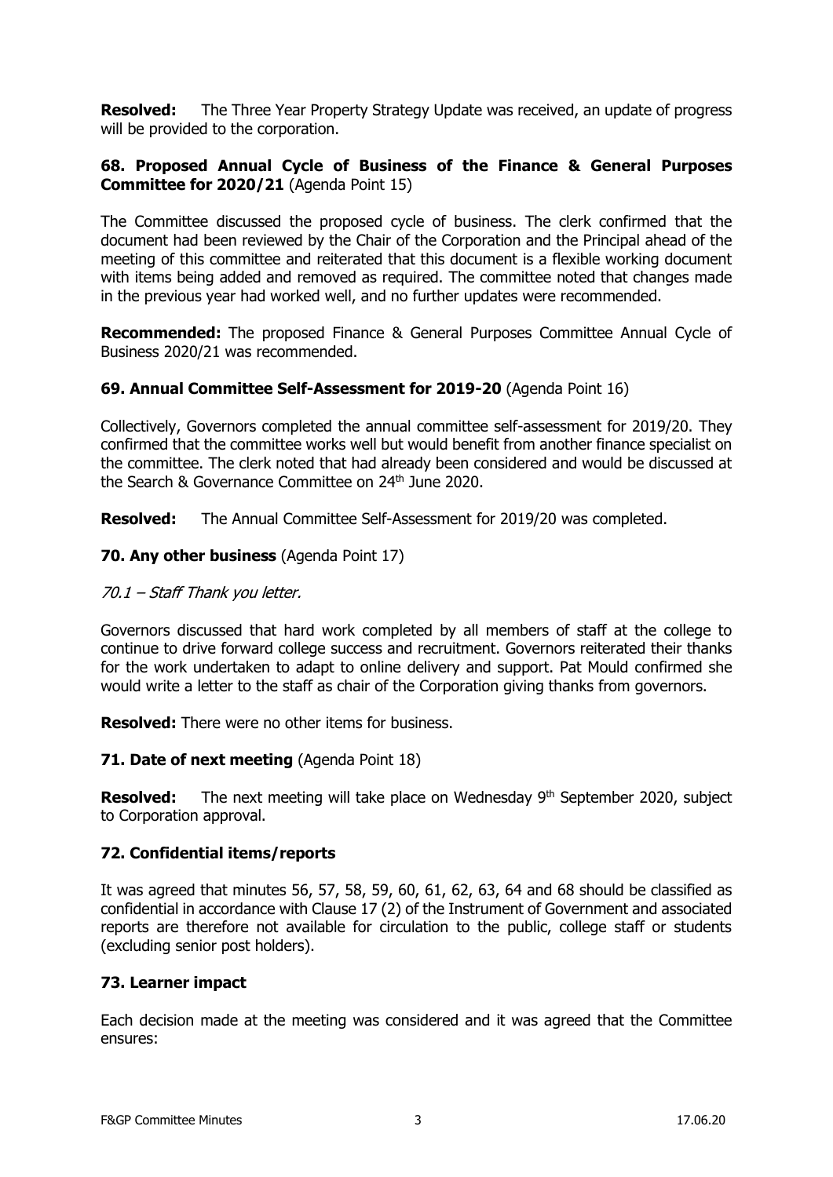**Resolved:** The Three Year Property Strategy Update was received, an update of progress will be provided to the corporation.

### 68. Proposed Annual Cycle of Business of the Finance & General Purposes Committee for 2020/21 (Agenda Point 15)

The Committee discussed the proposed cycle of business. The clerk confirmed that the document had been reviewed by the Chair of the Corporation and the Principal ahead of the meeting of this committee and reiterated that this document is a flexible working document with items being added and removed as required. The committee noted that changes made in the previous year had worked well, and no further updates were recommended.

**Recommended:** The proposed Finance & General Purposes Committee Annual Cycle of Business 2020/21 was recommended.

### 69. Annual Committee Self-Assessment for 2019-20 (Agenda Point 16)

Collectively, Governors completed the annual committee self-assessment for 2019/20. They confirmed that the committee works well but would benefit from another finance specialist on the committee. The clerk noted that had already been considered and would be discussed at the Search & Governance Committee on 24th June 2020.

**Resolved:** The Annual Committee Self-Assessment for 2019/20 was completed.

### 70. Any other business (Agenda Point 17)

*70.1 – Staff Thank you letter.*

Governors discussed that hard work completed by all members of staff at the college to continue to drive forward college success and recruitment. Governors reiterated their thanks for the work undertaken to adapt to online delivery and support. Pat Mould confirmed she would write a letter to the staff as chair of the Corporation giving thanks from governors.

**Resolved:** There were no other items for business.

### 71. Date of next meeting (Agenda Point 18)

**Resolved:** The next meeting will take place on Wednesday 9th September 2020, subject to Corporation approval.

### 72. Confidential items/reports

It was agreed that minutes 56, 57, 58, 59, 60, 61, 62, 63, 64 and 68 should be classified as confidential in accordance with Clause 17 (2) of the Instrument of Government and associated reports are therefore not available for circulation to the public, college staff or students (excluding senior post holders).

### 73. Learner impact

Each decision made at the meeting was considered and it was agreed that the Committee ensures: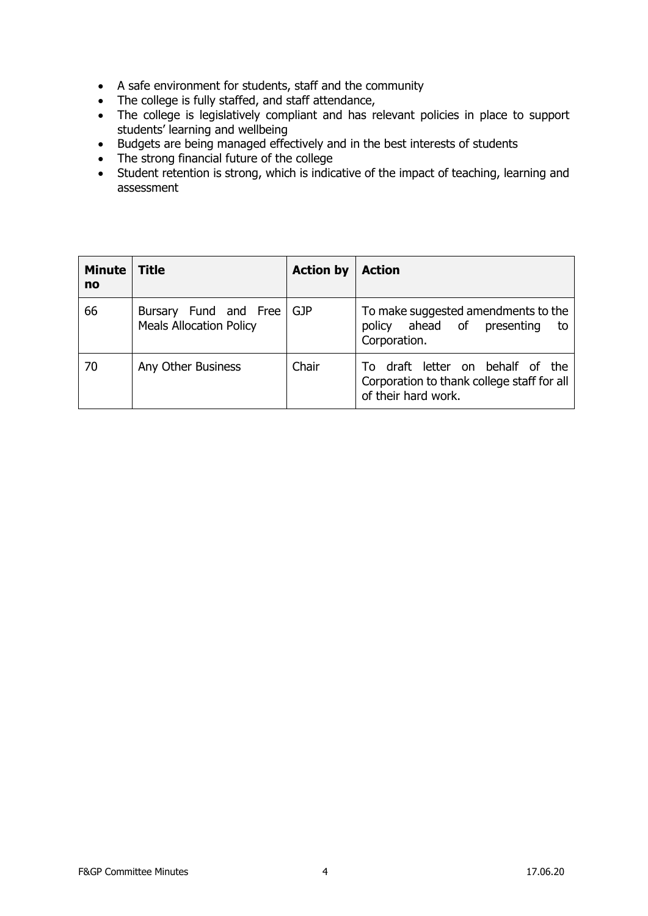- A safe environment for students, staff and the community
- The college is fully staffed, and staff attendance,
- The college is legislatively compliant and has relevant policies in place to support students' learning and wellbeing
- Budgets are being managed effectively and in the best interests of students
- The strong financial future of the college
- Student retention is strong, which is indicative of the impact of teaching, learning and assessment

| Minute no | Title | Action by | Action |
|---|---|---|---|
| 66 | Bursary Fund and Free Meals Allocation Policy | GJP | To make suggested amendments to the policy ahead of presenting to Corporation. |
| 70 | Any Other Business | Chair | To draft letter on behalf of the Corporation to thank college staff for all of their hard work. |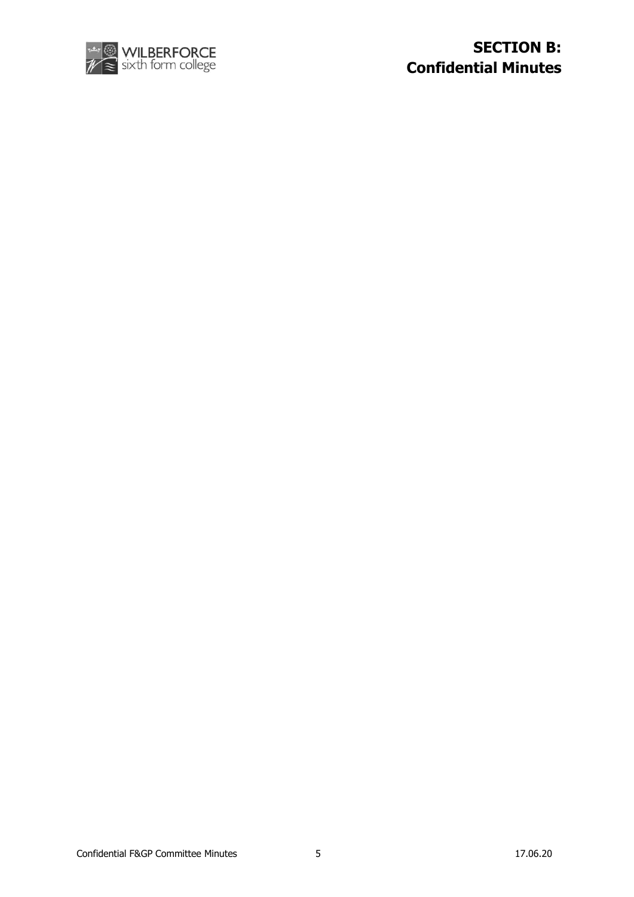# SECTION B: Confidential Minutes